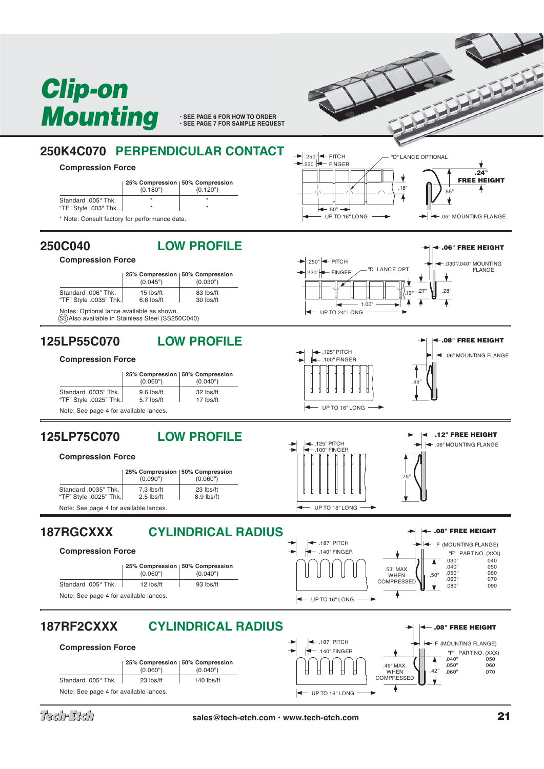# Clip-on Mounting

- SEE PAGE 6 FOR HOW TO ORDER
- SEE PAGE 7 FOR SAMPLE REQUEST

## 250K4C070 PERPENDICULAR CONTACT

**Compression Force**

| | 25% Compression (0.180") | 50% Compression (0.120") |
|---|---|---|
| Standard .005" Thk. | * | * |
| "TF" Style .003" Thk. | * | * |

* Note: Consult factory for performance data.

.250" PITCH, .220" FINGER, "D" LANCE OPTIONAL, .18", .50", UP TO 16" LONG, .24" FREE HEIGHT, .55", .06" MOUNTING FLANGE

## 250C040 LOW PROFILE

**Compression Force**

| | 25% Compression (0.045") | 50% Compression (0.030") |
|---|---|---|
| Standard .006" Thk. | 15 lbs/ft | 83 lbs/ft |
| "TF" Style .0035" Thk. | 6.6 lbs/ft | 30 lbs/ft |

Notes: Optional lance available as shown.
(SS) Also available in Stainless Steel (SS250C040)

.250" PITCH, .220" FINGER, "D" LANCE OPT., .19", 1.00", UP TO 24" LONG, .06" FREE HEIGHT, .030"/.040" MOUNTING FLANGE, .27", .28"

## 125LP55C070 LOW PROFILE

**Compression Force**

| | 25% Compression (0.060") | 50% Compression (0.040") |
|---|---|---|
| Standard .0035" Thk. | 9.6 lbs/ft | 32 lbs/ft |
| "TF" Style .0025" Thk. | 5.7 lbs/ft | 17 lbs/ft |

Note: See page 4 for available lances.

.125" PITCH, .100" FINGER, UP TO 16" LONG, .08" FREE HEIGHT, .06" MOUNTING FLANGE, .55"

## 125LP75C070 LOW PROFILE

**Compression Force**

| | 25% Compression (0.090") | 50% Compression (0.060") |
|---|---|---|
| Standard .0035" Thk. | 7.3 lbs/ft | 23 lbs/ft |
| "TF" Style .0025" Thk. | 2.5 lbs/ft | 8.9 lbs/ft |

Note: See page 4 for available lances.

.125" PITCH, .100" FINGER, UP TO 16" LONG, .12" FREE HEIGHT, .06" MOUNTING FLANGE, .75"

## 187RGCXXX CYLINDRICAL RADIUS

**Compression Force**

| | 25% Compression (0.060") | 50% Compression (0.040") |
|---|---|---|
| Standard .005" Thk. | 12 lbs/ft | 93 lbs/ft |

Note: See page 4 for available lances.

.187" PITCH, .140" FINGER, UP TO 16" LONG, .53" MAX. WHEN COMPRESSED, .50", .08" FREE HEIGHT, F (MOUNTING FLANGE)

| "F" | PART NO. (XXX) |
|---|---|
| .030" | 040 |
| .040" | 050 |
| .050" | 060 |
| .060" | 070 |
| .080" | 090 |

## 187RF2CXXX CYLINDRICAL RADIUS

**Compression Force**

| | 25% Compression (0.060") | 50% Compression (0.040") |
|---|---|---|
| Standard .005" Thk. | 23 lbs/ft | 140 lbs/ft |

Note: See page 4 for available lances.

.187" PITCH, .140" FINGER, UP TO 16" LONG, .49" MAX. WHEN COMPRESSED, .42", .08" FREE HEIGHT, F (MOUNTING FLANGE)

| "F" | PART NO. (XXX) |
|---|---|
| .040" | 050 |
| .050" | 060 |
| .060" | 070 |

Tech-Etch sales@tech-etch.com • www.tech-etch.com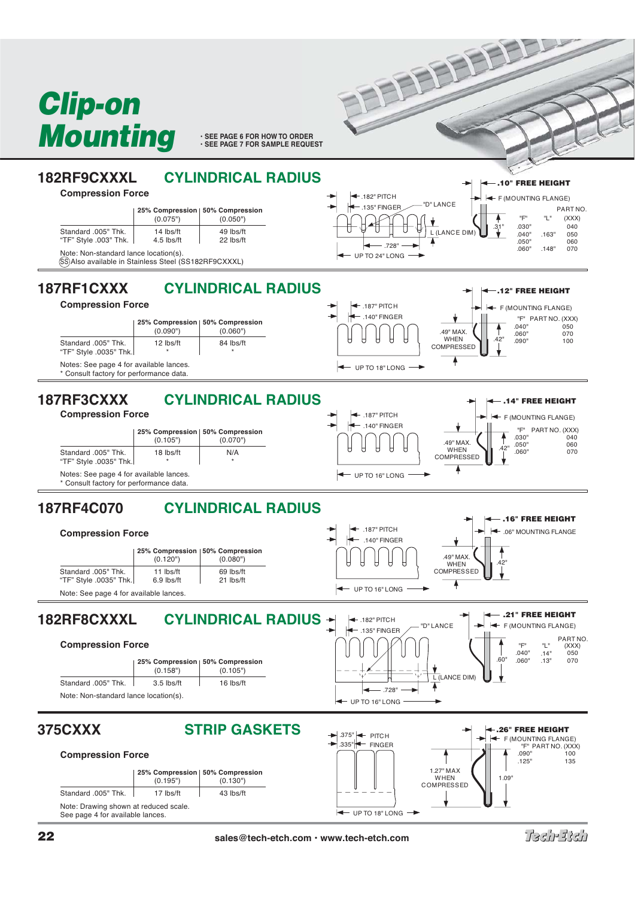# Clip-on Mounting

- SEE PAGE 6 FOR HOW TO ORDER
- SEE PAGE 7 FOR SAMPLE REQUEST

## 182RF9CXXXL — CYLINDRICAL RADIUS

**Compression Force**

| | 25% Compression (0.075") | 50% Compression (0.050") |
|---|---|---|
| Standard .005" Thk. | 14 lbs/ft | 49 lbs/ft |
| "TF" Style .003" Thk. | 4.5 lbs/ft | 22 lbs/ft |

Note: Non-standard lance location(s).
(SS) Also available in Stainless Steel (SS182RF9CXXXL)

.182" PITCH · .135" FINGER · "D" LANCE · L (LANCE DIM) · .728" · UP TO 24" LONG · .10" FREE HEIGHT · F (MOUNTING FLANGE) · .31"

| "F" | "L" | PART NO. (XXX) |
|---|---|---|
| .030" | | 040 |
| .040" | .163" | 050 |
| .050" | | 060 |
| .060" | .148" | 070 |

## 187RF1CXXX — CYLINDRICAL RADIUS

**Compression Force**

| | 25% Compression (0.090") | 50% Compression (0.060") |
|---|---|---|
| Standard .005" Thk. | 12 lbs/ft | 84 lbs/ft |
| "TF" Style .0035" Thk. | * | * |

Notes: See page 4 for available lances.
\* Consult factory for performance data.

.187" PITCH · .140" FINGER · UP TO 18" LONG · .12" FREE HEIGHT · F (MOUNTING FLANGE) · .49" MAX. WHEN COMPRESSED · .42"

| "F" | PART NO. (XXX) |
|---|---|
| .040" | 050 |
| .060" | 070 |
| .090" | 100 |

## 187RF3CXXX — CYLINDRICAL RADIUS

**Compression Force**

| | 25% Compression (0.105") | 50% Compression (0.070") |
|---|---|---|
| Standard .005" Thk. | 18 lbs/ft | N/A |
| "TF" Style .0035" Thk. | * | * |

Notes: See page 4 for available lances.
\* Consult factory for performance data.

.187" PITCH · .140" FINGER · UP TO 16" LONG · .14" FREE HEIGHT · F (MOUNTING FLANGE) · .49" MAX. WHEN COMPRESSED · .42"

| "F" | PART NO. (XXX) |
|---|---|
| .030" | 040 |
| .050" | 060 |
| .060" | 070 |

## 187RF4C070 — CYLINDRICAL RADIUS

**Compression Force**

| | 25% Compression (0.120") | 50% Compression (0.080") |
|---|---|---|
| Standard .005" Thk. | 11 lbs/ft | 69 lbs/ft |
| "TF" Style .0035" Thk. | 6.9 lbs/ft | 21 lbs/ft |

Note: See page 4 for available lances.

.187" PITCH · .140" FINGER · UP TO 16" LONG · .16" FREE HEIGHT · .06" MOUNTING FLANGE · .49" MAX. WHEN COMPRESSED · .42"

## 182RF8CXXXL — CYLINDRICAL RADIUS

**Compression Force**

| | 25% Compression (0.158") | 50% Compression (0.105") |
|---|---|---|
| Standard .005" Thk. | 3.5 lbs/ft | 16 lbs/ft |

Note: Non-standard lance location(s).

.182" PITCH · .135" FINGER · "D" LANCE · L (LANCE DIM) · .728" · UP TO 16" LONG · .21" FREE HEIGHT · F (MOUNTING FLANGE) · .60"

| "F" | "L" | PART NO. (XXX) |
|---|---|---|
| .040" | .14" | 050 |
| .060" | .13" | 070 |

## 375CXXX — STRIP GASKETS

**Compression Force**

| | 25% Compression (0.195") | 50% Compression (0.130") |
|---|---|---|
| Standard .005" Thk. | 17 lbs/ft | 43 lbs/ft |

Note: Drawing shown at reduced scale.
See page 4 for available lances.

.375" PITCH · .335" FINGER · UP TO 18" LONG · .26" FREE HEIGHT · F (MOUNTING FLANGE) · 1.27" MAX WHEN COMPRESSED · 1.09"

| "F" | PART NO. (XXX) |
|---|---|
| .090" | 100 |
| .125" | 135 |

sales@tech-etch.com • www.tech-etch.com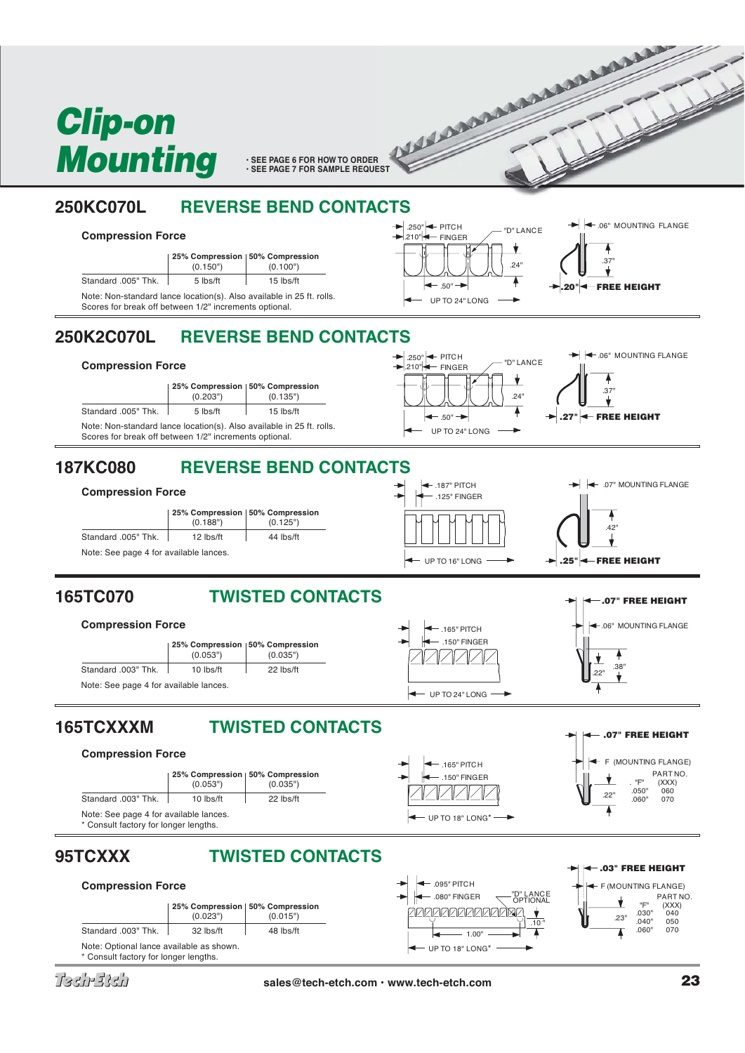# Clip-on Mounting

- SEE PAGE 6 FOR HOW TO ORDER
- SEE PAGE 7 FOR SAMPLE REQUEST

## 250KC070L — REVERSE BEND CONTACTS

**Compression Force**

| | 25% Compression (0.150") | 50% Compression (0.100") |
|---|---|---|
| Standard .005" Thk. | 5 lbs/ft | 15 lbs/ft |

Note: Non-standard lance location(s). Also available in 25 ft. rolls. Scores for break off between 1/2" increments optional.

.250" PITCH, .210" FINGER, "D" LANCE, .24", .50", UP TO 24" LONG, .06" MOUNTING FLANGE, .37", .20" FREE HEIGHT

## 250K2C070L — REVERSE BEND CONTACTS

**Compression Force**

| | 25% Compression (0.203") | 50% Compression (0.135") |
|---|---|---|
| Standard .005" Thk. | 5 lbs/ft | 15 lbs/ft |

Note: Non-standard lance location(s). Also available in 25 ft. rolls. Scores for break off between 1/2" increments optional.

.250" PITCH, .210" FINGER, "D" LANCE, .24", .50", UP TO 24" LONG, .06" MOUNTING FLANGE, .37", .27" FREE HEIGHT

## 187KC080 — REVERSE BEND CONTACTS

**Compression Force**

| | 25% Compression (0.188") | 50% Compression (0.125") |
|---|---|---|
| Standard .005" Thk. | 12 lbs/ft | 44 lbs/ft |

Note: See page 4 for available lances.

.187" PITCH, .125" FINGER, UP TO 16" LONG, .07" MOUNTING FLANGE, .42", .25" FREE HEIGHT

## 165TC070 — TWISTED CONTACTS

**Compression Force**

| | 25% Compression (0.053") | 50% Compression (0.035") |
|---|---|---|
| Standard .003" Thk. | 10 lbs/ft | 22 lbs/ft |

Note: See page 4 for available lances.

.165" PITCH, .150" FINGER, UP TO 24" LONG, .07" FREE HEIGHT, .06" MOUNTING FLANGE, .22", .38"

## 165TCXXXM — TWISTED CONTACTS

**Compression Force**

| | 25% Compression (0.053") | 50% Compression (0.035") |
|---|---|---|
| Standard .003" Thk. | 10 lbs/ft | 22 lbs/ft |

Note: See page 4 for available lances.
* Consult factory for longer lengths.

.165" PITCH, .150" FINGER, UP TO 18" LONG*, .07" FREE HEIGHT, F (MOUNTING FLANGE), .22"

| "F" | PART NO. (XXX) |
|---|---|
| .050" | 060 |
| .060" | 070 |

## 95TCXXX — TWISTED CONTACTS

**Compression Force**

| | 25% Compression (0.023") | 50% Compression (0.015") |
|---|---|---|
| Standard .003" Thk. | 32 lbs/ft | 48 lbs/ft |

Note: Optional lance available as shown.
* Consult factory for longer lengths.

.095" PITCH, .080" FINGER, "D" LANCE OPTIONAL, .10", 1.00", UP TO 18" LONG*, .03" FREE HEIGHT, F (MOUNTING FLANGE), .23"

| "F" | PART NO. (XXX) |
|---|---|
| .030" | 040 |
| .040" | 050 |
| .060" | 070 |

Tech-Etch — sales@tech-etch.com • www.tech-etch.com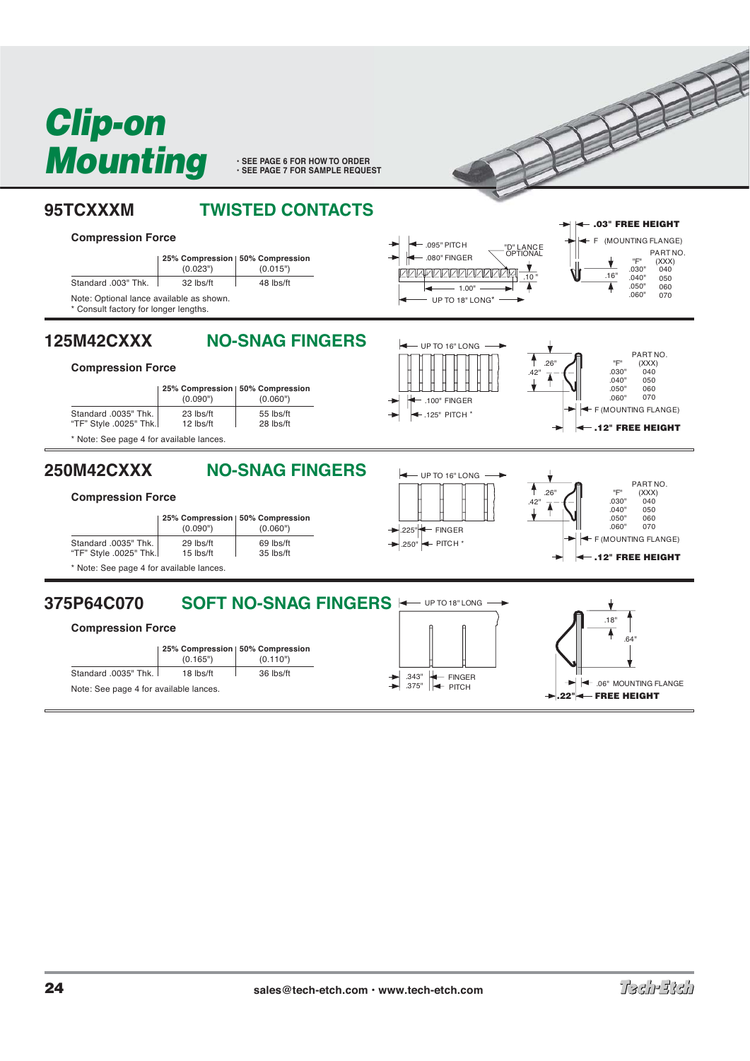# Clip-on Mounting

- SEE PAGE 6 FOR HOW TO ORDER
- SEE PAGE 7 FOR SAMPLE REQUEST

## 95TCXXXM — TWISTED CONTACTS

### Compression Force

| | 25% Compression (0.023") | 50% Compression (0.015") |
|---|---|---|
| Standard .003" Thk. | 32 lbs/ft | 48 lbs/ft |

Note: Optional lance available as shown.
* Consult factory for longer lengths.

.095" PITCH
.080" FINGER
"D" LANCE OPTIONAL
.10"
1.00"
UP TO 18" LONG*

.03" FREE HEIGHT
F (MOUNTING FLANGE)
.16"

| "F" | PART NO. (XXX) |
|---|---|
| .030" | 040 |
| .040" | 050 |
| .050" | 060 |
| .060" | 070 |

## 125M42CXXX — NO-SNAG FINGERS

### Compression Force

| | 25% Compression (0.090") | 50% Compression (0.060") |
|---|---|---|
| Standard .0035" Thk. | 23 lbs/ft | 55 lbs/ft |
| "TF" Style .0025" Thk. | 12 lbs/ft | 28 lbs/ft |

* Note: See page 4 for available lances.

UP TO 16" LONG
.100" FINGER
.125" PITCH *
.26"
.42"
F (MOUNTING FLANGE)
.12" FREE HEIGHT

| "F" | PART NO. (XXX) |
|---|---|
| .030" | 040 |
| .040" | 050 |
| .050" | 060 |
| .060" | 070 |

## 250M42CXXX — NO-SNAG FINGERS

### Compression Force

| | 25% Compression (0.090") | 50% Compression (0.060") |
|---|---|---|
| Standard .0035" Thk. | 29 lbs/ft | 69 lbs/ft |
| "TF" Style .0025" Thk. | 15 lbs/ft | 35 lbs/ft |

* Note: See page 4 for available lances.

UP TO 16" LONG
.225" FINGER
.250" PITCH *
.26"
.42"
F (MOUNTING FLANGE)
.12" FREE HEIGHT

| "F" | PART NO. (XXX) |
|---|---|
| .030" | 040 |
| .040" | 050 |
| .050" | 060 |
| .060" | 070 |

## 375P64C070 — SOFT NO-SNAG FINGERS

### Compression Force

| | 25% Compression (0.165") | 50% Compression (0.110") |
|---|---|---|
| Standard .0035" Thk. | 18 lbs/ft | 36 lbs/ft |

Note: See page 4 for available lances.

UP TO 18" LONG
.343" FINGER
.375" PITCH
.18"
.64"
.06" MOUNTING FLANGE
.22" FREE HEIGHT

sales@tech-etch.com • www.tech-etch.com